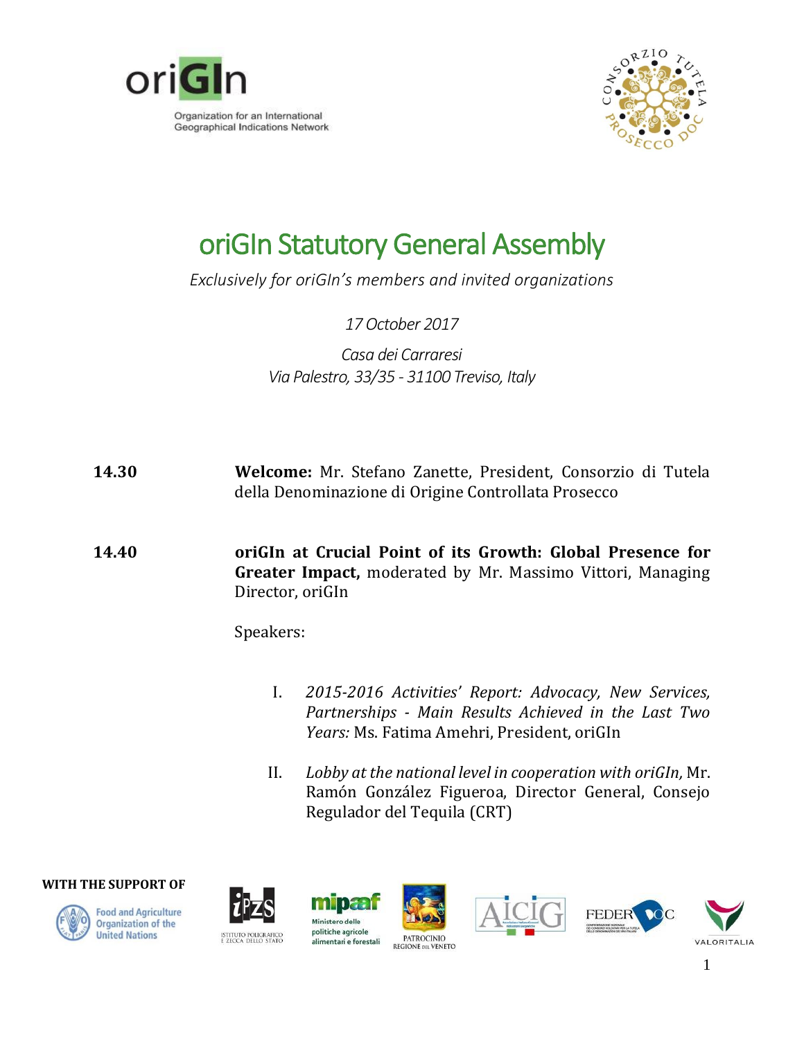oriGIn

Organization for an International Geographical Indications Network

# oriGIn Statutory General Assembly

*Exclusively for oriGIn's members and invited organizations*

*17 October 2017*

*Casa dei Carraresi*
*Via Palestro, 33/35 - 31100 Treviso, Italy*

**14.30** **Welcome:** Mr. Stefano Zanette, President, Consorzio di Tutela della Denominazione di Origine Controllata Prosecco

**14.40** **oriGIn at Crucial Point of its Growth: Global Presence for Greater Impact,** moderated by Mr. Massimo Vittori, Managing Director, oriGIn

Speakers:

I. *2015-2016 Activities' Report: Advocacy, New Services, Partnerships - Main Results Achieved in the Last Two Years:* Ms. Fatima Amehri, President, oriGIn

II. *Lobby at the national level in cooperation with oriGIn,* Mr. Ramón González Figueroa, Director General, Consejo Regulador del Tequila (CRT)

**WITH THE SUPPORT OF**

Food and Agriculture Organization of the United Nations; Istituto Poligrafico e Zecca dello Stato; Ministero delle politiche agricole alimentari e forestali; Patrocinio Regione del Veneto; AICIG; FEDERDOC; VALORITALIA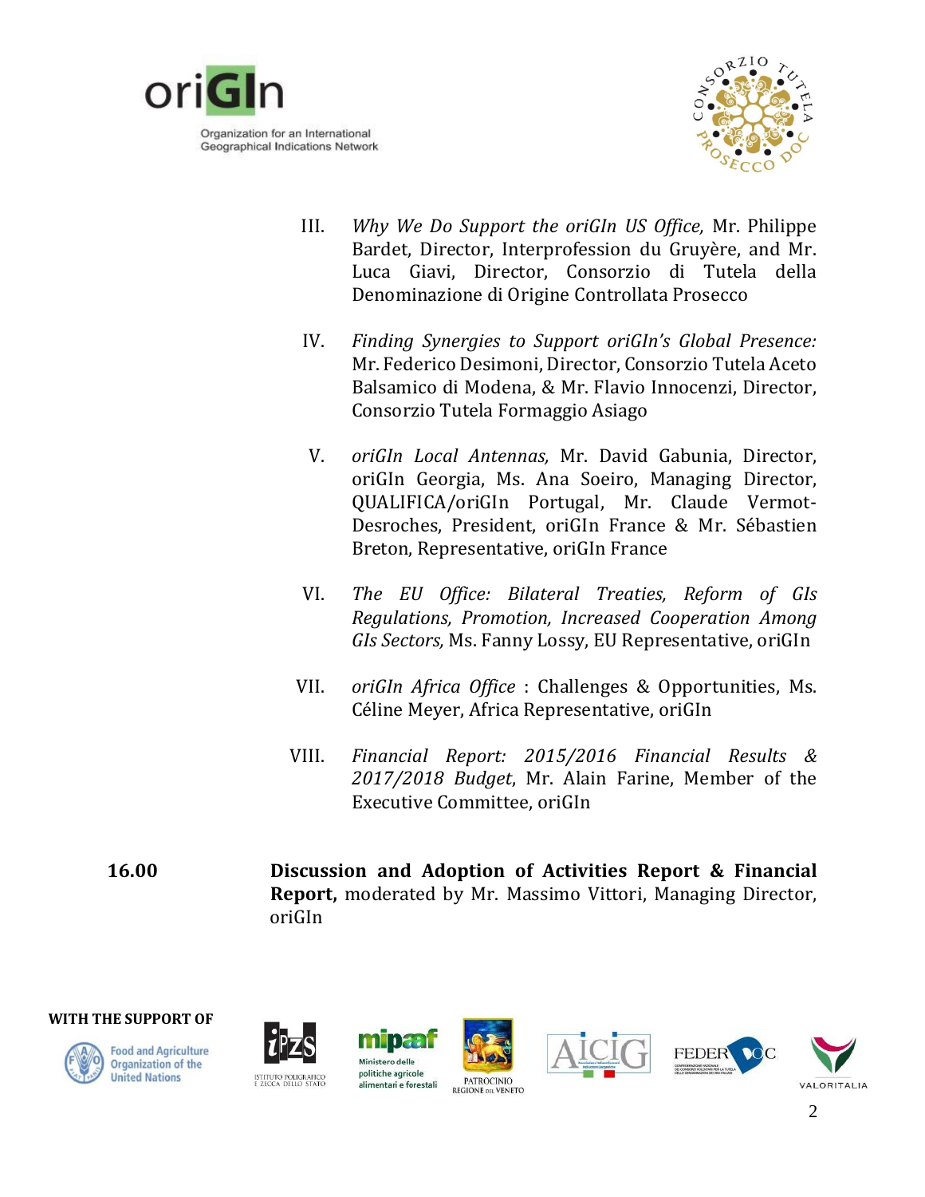III. *Why We Do Support the oriGIn US Office,* Mr. Philippe Bardet, Director, Interprofession du Gruyère, and Mr. Luca Giavi, Director, Consorzio di Tutela della Denominazione di Origine Controllata Prosecco

IV. *Finding Synergies to Support oriGIn's Global Presence:* Mr. Federico Desimoni, Director, Consorzio Tutela Aceto Balsamico di Modena, & Mr. Flavio Innocenzi, Director, Consorzio Tutela Formaggio Asiago

V. *oriGIn Local Antennas,* Mr. David Gabunia, Director, oriGIn Georgia, Ms. Ana Soeiro, Managing Director, QUALIFICA/oriGIn Portugal, Mr. Claude Vermot-Desroches, President, oriGIn France & Mr. Sébastien Breton, Representative, oriGIn France

VI. *The EU Office: Bilateral Treaties, Reform of GIs Regulations, Promotion, Increased Cooperation Among GIs Sectors,* Ms. Fanny Lossy, EU Representative, oriGIn

VII. *oriGIn Africa Office* : Challenges & Opportunities, Ms. Céline Meyer, Africa Representative, oriGIn

VIII. *Financial Report: 2015/2016 Financial Results & 2017/2018 Budget*, Mr. Alain Farine, Member of the Executive Committee, oriGIn

**16.00** **Discussion and Adoption of Activities Report & Financial Report,** moderated by Mr. Massimo Vittori, Managing Director, oriGIn

**WITH THE SUPPORT OF**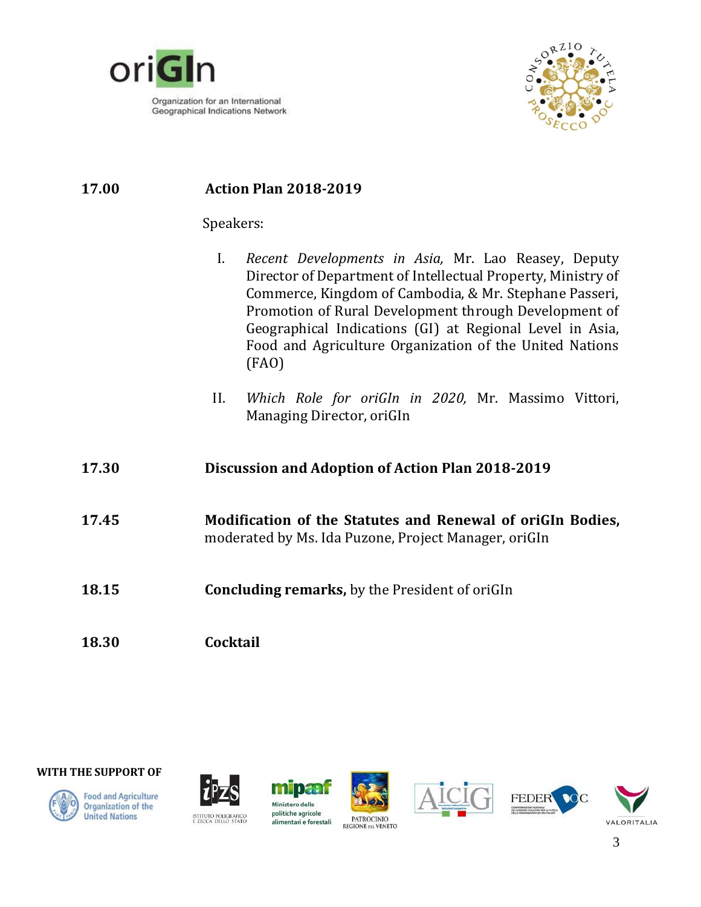oriGIn

Organization for an International Geographical Indications Network

| | |
|---|---|
| **17.00** | **Action Plan 2018-2019** |

Speakers:

I. *Recent Developments in Asia,* Mr. Lao Reasey, Deputy Director of Department of Intellectual Property, Ministry of Commerce, Kingdom of Cambodia, & Mr. Stephane Passeri, Promotion of Rural Development through Development of Geographical Indications (GI) at Regional Level in Asia, Food and Agriculture Organization of the United Nations (FAO)

II. *Which Role for oriGIn in 2020,* Mr. Massimo Vittori, Managing Director, oriGIn

| | |
|---|---|
| **17.30** | **Discussion and Adoption of Action Plan 2018-2019** |
| **17.45** | **Modification of the Statutes and Renewal of oriGIn Bodies,** moderated by Ms. Ida Puzone, Project Manager, oriGIn |
| **18.15** | **Concluding remarks,** by the President of oriGIn |
| **18.30** | **Cocktail** |

**WITH THE SUPPORT OF**